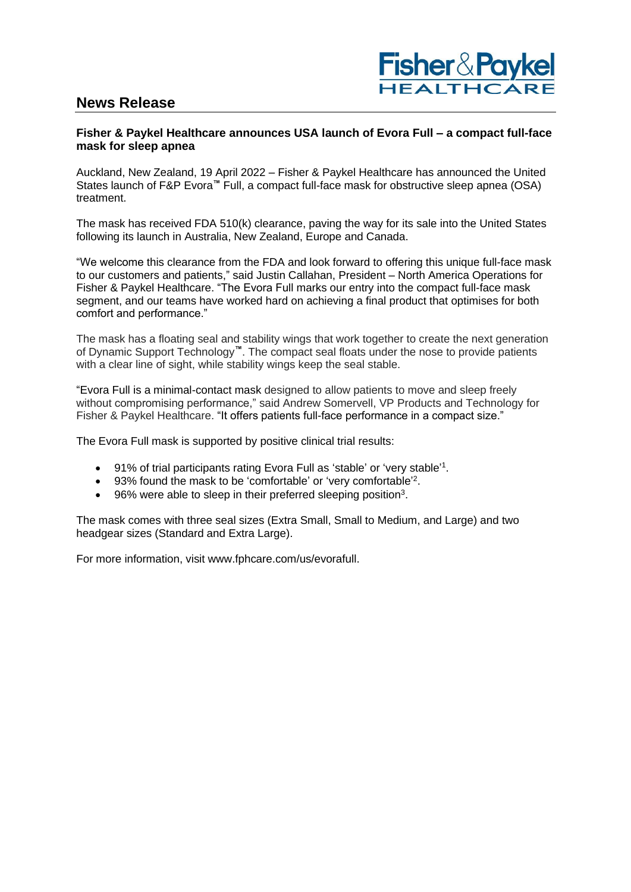Fisher & Paykel HEALTHCARE

## News Release

**Fisher & Paykel Healthcare announces USA launch of Evora Full – a compact full-face mask for sleep apnea**

Auckland, New Zealand, 19 April 2022 – Fisher & Paykel Healthcare has announced the United States launch of F&P Evora™ Full, a compact full-face mask for obstructive sleep apnea (OSA) treatment.

The mask has received FDA 510(k) clearance, paving the way for its sale into the United States following its launch in Australia, New Zealand, Europe and Canada.

"We welcome this clearance from the FDA and look forward to offering this unique full-face mask to our customers and patients," said Justin Callahan, President – North America Operations for Fisher & Paykel Healthcare. "The Evora Full marks our entry into the compact full-face mask segment, and our teams have worked hard on achieving a final product that optimises for both comfort and performance."

The mask has a floating seal and stability wings that work together to create the next generation of Dynamic Support Technology™. The compact seal floats under the nose to provide patients with a clear line of sight, while stability wings keep the seal stable.

"Evora Full is a minimal-contact mask designed to allow patients to move and sleep freely without compromising performance," said Andrew Somervell, VP Products and Technology for Fisher & Paykel Healthcare. "It offers patients full-face performance in a compact size."

The Evora Full mask is supported by positive clinical trial results:

- 91% of trial participants rating Evora Full as 'stable' or 'very stable'[1].
- 93% found the mask to be 'comfortable' or 'very comfortable'[2].
- 96% were able to sleep in their preferred sleeping position[3].

The mask comes with three seal sizes (Extra Small, Small to Medium, and Large) and two headgear sizes (Standard and Extra Large).

For more information, visit www.fphcare.com/us/evorafull.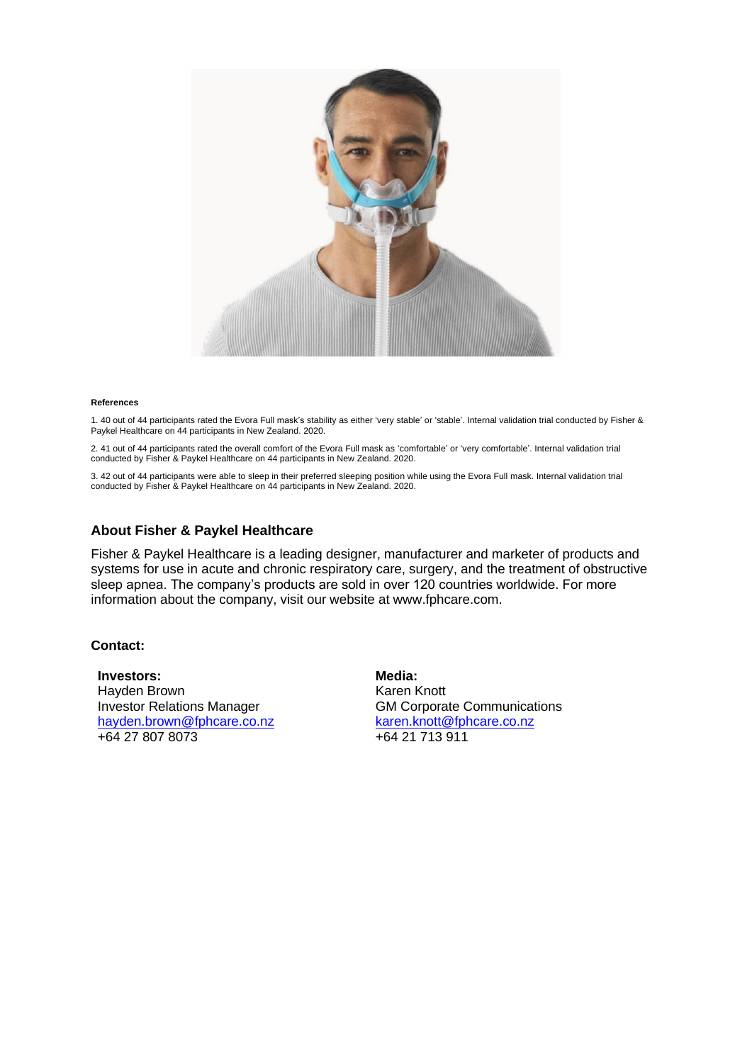**References**

1. 40 out of 44 participants rated the Evora Full mask's stability as either 'very stable' or 'stable'. Internal validation trial conducted by Fisher & Paykel Healthcare on 44 participants in New Zealand. 2020.

2. 41 out of 44 participants rated the overall comfort of the Evora Full mask as 'comfortable' or 'very comfortable'. Internal validation trial conducted by Fisher & Paykel Healthcare on 44 participants in New Zealand. 2020.

3. 42 out of 44 participants were able to sleep in their preferred sleeping position while using the Evora Full mask. Internal validation trial conducted by Fisher & Paykel Healthcare on 44 participants in New Zealand. 2020.

## About Fisher & Paykel Healthcare

Fisher & Paykel Healthcare is a leading designer, manufacturer and marketer of products and systems for use in acute and chronic respiratory care, surgery, and the treatment of obstructive sleep apnea. The company's products are sold in over 120 countries worldwide. For more information about the company, visit our website at www.fphcare.com.

**Contact:**

**Investors:**
Hayden Brown
Investor Relations Manager
hayden.brown@fphcare.co.nz
+64 27 807 8073

**Media:**
Karen Knott
GM Corporate Communications
karen.knott@fphcare.co.nz
+64 21 713 911